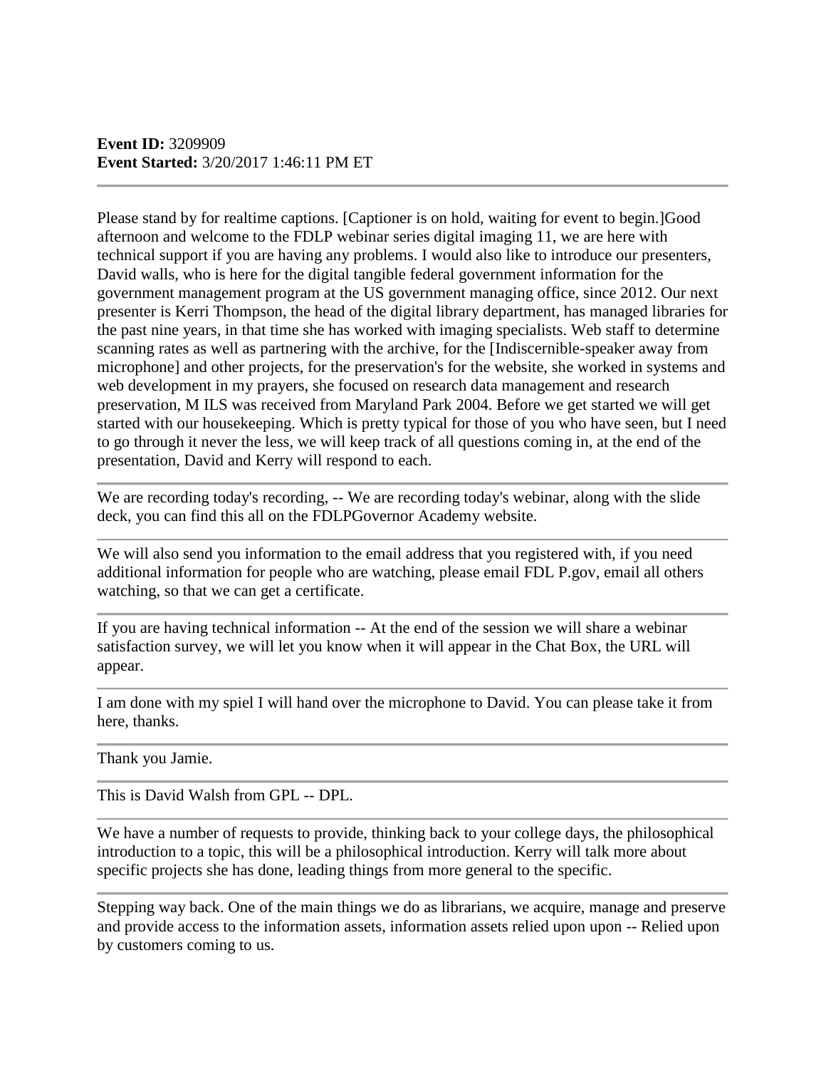**Event ID:** 3209909
**Event Started:** 3/20/2017 1:46:11 PM ET

---

Please stand by for realtime captions. [Captioner is on hold, waiting for event to begin.]Good afternoon and welcome to the FDLP webinar series digital imaging 11, we are here with technical support if you are having any problems. I would also like to introduce our presenters, David walls, who is here for the digital tangible federal government information for the government management program at the US government managing office, since 2012. Our next presenter is Kerri Thompson, the head of the digital library department, has managed libraries for the past nine years, in that time she has worked with imaging specialists. Web staff to determine scanning rates as well as partnering with the archive, for the [Indiscernible-speaker away from microphone] and other projects, for the preservation's for the website, she worked in systems and web development in my prayers, she focused on research data management and research preservation, M ILS was received from Maryland Park 2004. Before we get started we will get started with our housekeeping. Which is pretty typical for those of you who have seen, but I need to go through it never the less, we will keep track of all questions coming in, at the end of the presentation, David and Kerry will respond to each.

---

We are recording today's recording, -- We are recording today's webinar, along with the slide deck, you can find this all on the FDLPGovernor Academy website.

---

We will also send you information to the email address that you registered with, if you need additional information for people who are watching, please email FDL P.gov, email all others watching, so that we can get a certificate.

---

If you are having technical information -- At the end of the session we will share a webinar satisfaction survey, we will let you know when it will appear in the Chat Box, the URL will appear.

---

I am done with my spiel I will hand over the microphone to David. You can please take it from here, thanks.

---

Thank you Jamie.

---

This is David Walsh from GPL -- DPL.

---

We have a number of requests to provide, thinking back to your college days, the philosophical introduction to a topic, this will be a philosophical introduction. Kerry will talk more about specific projects she has done, leading things from more general to the specific.

---

Stepping way back. One of the main things we do as librarians, we acquire, manage and preserve and provide access to the information assets, information assets relied upon upon -- Relied upon by customers coming to us.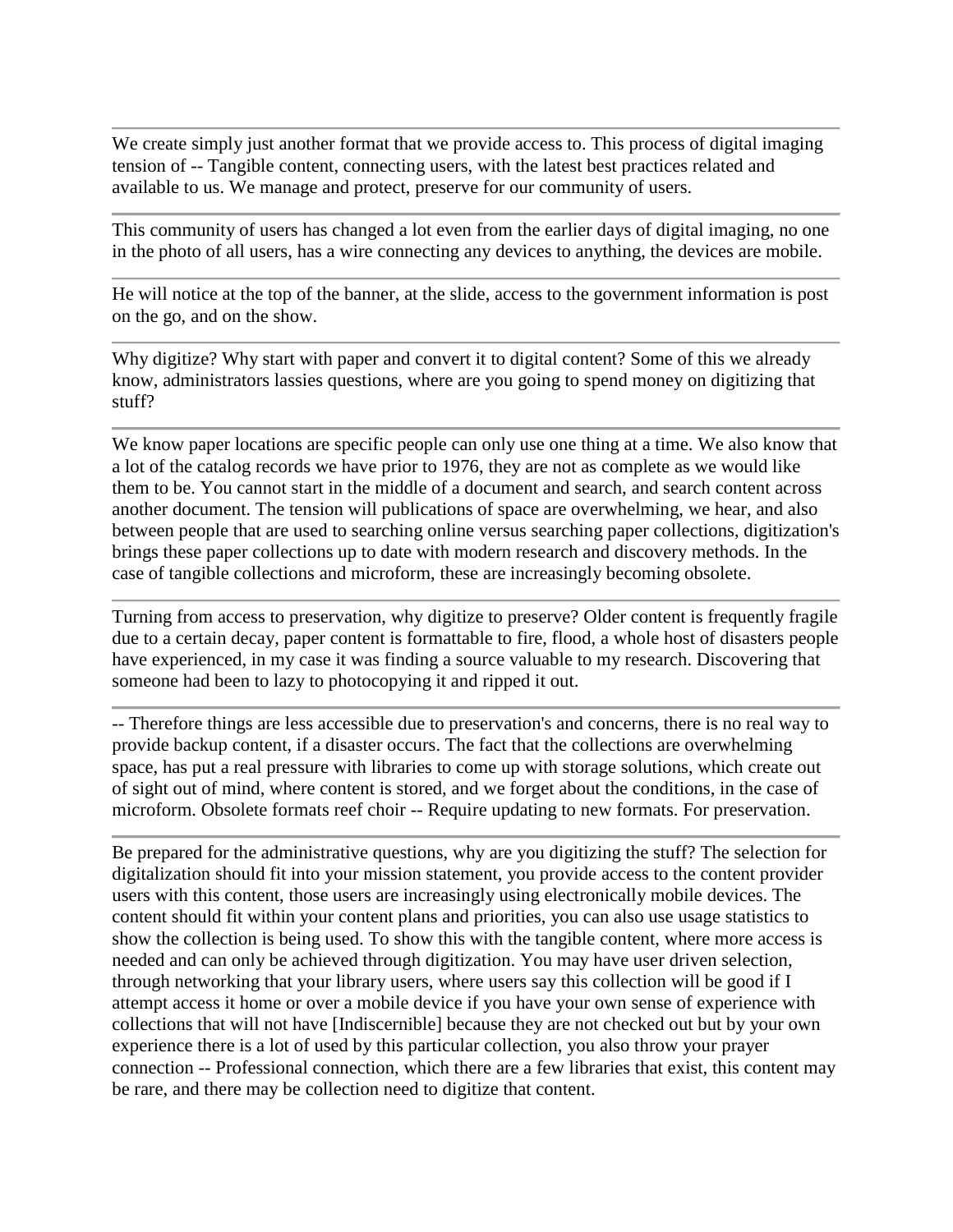---

We create simply just another format that we provide access to. This process of digital imaging tension of -- Tangible content, connecting users, with the latest best practices related and available to us. We manage and protect, preserve for our community of users.

---

This community of users has changed a lot even from the earlier days of digital imaging, no one in the photo of all users, has a wire connecting any devices to anything, the devices are mobile.

---

He will notice at the top of the banner, at the slide, access to the government information is post on the go, and on the show.

---

Why digitize? Why start with paper and convert it to digital content? Some of this we already know, administrators lassies questions, where are you going to spend money on digitizing that stuff?

---

We know paper locations are specific people can only use one thing at a time. We also know that a lot of the catalog records we have prior to 1976, they are not as complete as we would like them to be. You cannot start in the middle of a document and search, and search content across another document. The tension will publications of space are overwhelming, we hear, and also between people that are used to searching online versus searching paper collections, digitization's brings these paper collections up to date with modern research and discovery methods. In the case of tangible collections and microform, these are increasingly becoming obsolete.

---

Turning from access to preservation, why digitize to preserve? Older content is frequently fragile due to a certain decay, paper content is formattable to fire, flood, a whole host of disasters people have experienced, in my case it was finding a source valuable to my research. Discovering that someone had been to lazy to photocopying it and ripped it out.

---

-- Therefore things are less accessible due to preservation's and concerns, there is no real way to provide backup content, if a disaster occurs. The fact that the collections are overwhelming space, has put a real pressure with libraries to come up with storage solutions, which create out of sight out of mind, where content is stored, and we forget about the conditions, in the case of microform. Obsolete formats reef choir -- Require updating to new formats. For preservation.

---

Be prepared for the administrative questions, why are you digitizing the stuff? The selection for digitalization should fit into your mission statement, you provide access to the content provider users with this content, those users are increasingly using electronically mobile devices. The content should fit within your content plans and priorities, you can also use usage statistics to show the collection is being used. To show this with the tangible content, where more access is needed and can only be achieved through digitization. You may have user driven selection, through networking that your library users, where users say this collection will be good if I attempt access it home or over a mobile device if you have your own sense of experience with collections that will not have [Indiscernible] because they are not checked out but by your own experience there is a lot of used by this particular collection, you also throw your prayer connection -- Professional connection, which there are a few libraries that exist, this content may be rare, and there may be collection need to digitize that content.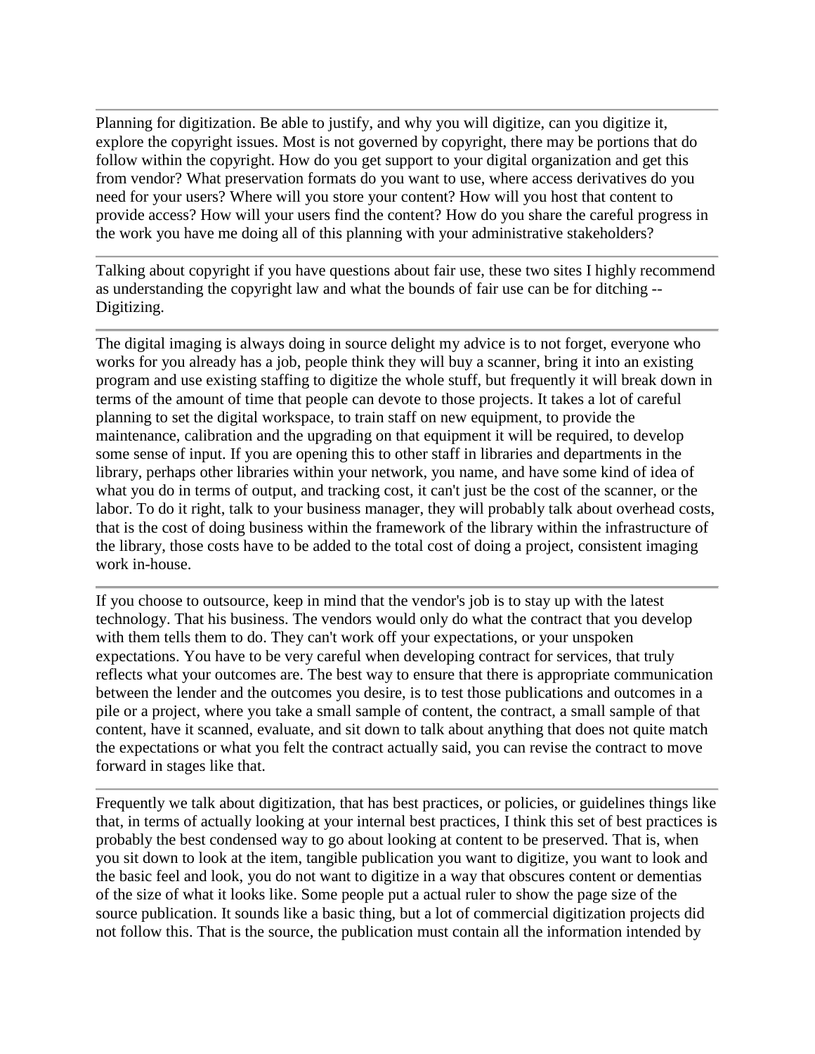---

Planning for digitization. Be able to justify, and why you will digitize, can you digitize it, explore the copyright issues. Most is not governed by copyright, there may be portions that do follow within the copyright. How do you get support to your digital organization and get this from vendor? What preservation formats do you want to use, where access derivatives do you need for your users? Where will you store your content? How will you host that content to provide access? How will your users find the content? How do you share the careful progress in the work you have me doing all of this planning with your administrative stakeholders?

---

Talking about copyright if you have questions about fair use, these two sites I highly recommend as understanding the copyright law and what the bounds of fair use can be for ditching -- Digitizing.

---

The digital imaging is always doing in source delight my advice is to not forget, everyone who works for you already has a job, people think they will buy a scanner, bring it into an existing program and use existing staffing to digitize the whole stuff, but frequently it will break down in terms of the amount of time that people can devote to those projects. It takes a lot of careful planning to set the digital workspace, to train staff on new equipment, to provide the maintenance, calibration and the upgrading on that equipment it will be required, to develop some sense of input. If you are opening this to other staff in libraries and departments in the library, perhaps other libraries within your network, you name, and have some kind of idea of what you do in terms of output, and tracking cost, it can't just be the cost of the scanner, or the labor. To do it right, talk to your business manager, they will probably talk about overhead costs, that is the cost of doing business within the framework of the library within the infrastructure of the library, those costs have to be added to the total cost of doing a project, consistent imaging work in-house.

---

If you choose to outsource, keep in mind that the vendor's job is to stay up with the latest technology. That his business. The vendors would only do what the contract that you develop with them tells them to do. They can't work off your expectations, or your unspoken expectations. You have to be very careful when developing contract for services, that truly reflects what your outcomes are. The best way to ensure that there is appropriate communication between the lender and the outcomes you desire, is to test those publications and outcomes in a pile or a project, where you take a small sample of content, the contract, a small sample of that content, have it scanned, evaluate, and sit down to talk about anything that does not quite match the expectations or what you felt the contract actually said, you can revise the contract to move forward in stages like that.

---

Frequently we talk about digitization, that has best practices, or policies, or guidelines things like that, in terms of actually looking at your internal best practices, I think this set of best practices is probably the best condensed way to go about looking at content to be preserved. That is, when you sit down to look at the item, tangible publication you want to digitize, you want to look and the basic feel and look, you do not want to digitize in a way that obscures content or dementias of the size of what it looks like. Some people put a actual ruler to show the page size of the source publication. It sounds like a basic thing, but a lot of commercial digitization projects did not follow this. That is the source, the publication must contain all the information intended by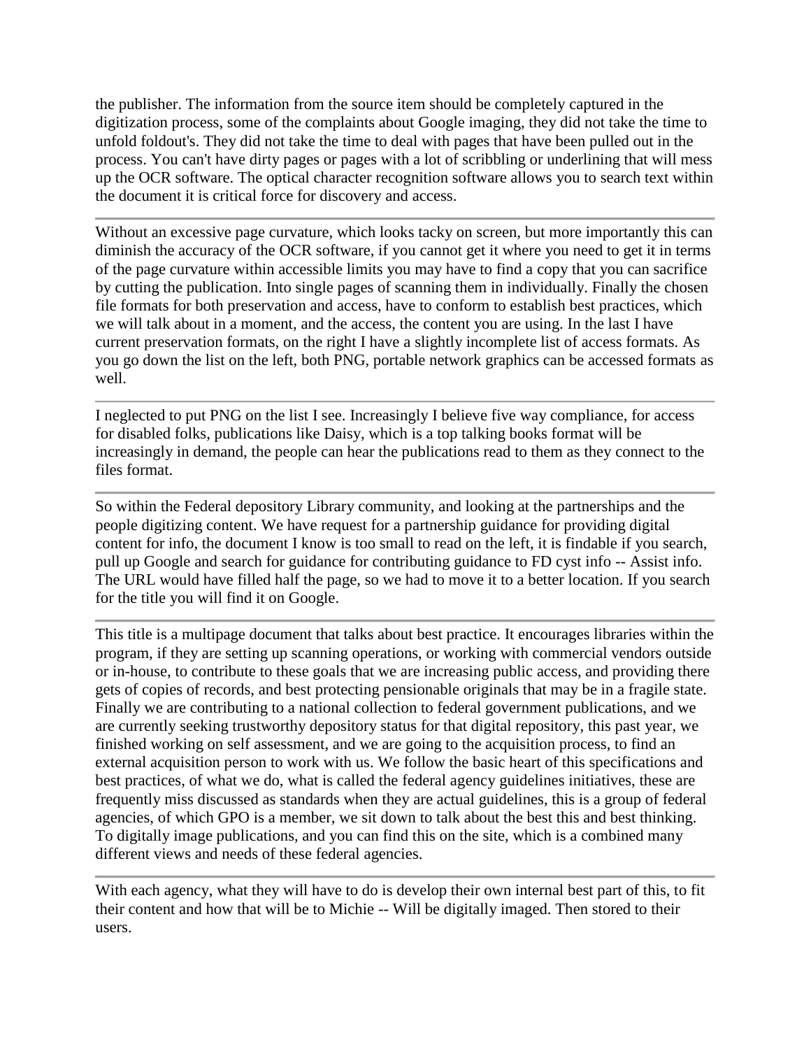the publisher. The information from the source item should be completely captured in the digitization process, some of the complaints about Google imaging, they did not take the time to unfold foldout's. They did not take the time to deal with pages that have been pulled out in the process. You can't have dirty pages or pages with a lot of scribbling or underlining that will mess up the OCR software. The optical character recognition software allows you to search text within the document it is critical force for discovery and access.

---

Without an excessive page curvature, which looks tacky on screen, but more importantly this can diminish the accuracy of the OCR software, if you cannot get it where you need to get it in terms of the page curvature within accessible limits you may have to find a copy that you can sacrifice by cutting the publication. Into single pages of scanning them in individually. Finally the chosen file formats for both preservation and access, have to conform to establish best practices, which we will talk about in a moment, and the access, the content you are using. In the last I have current preservation formats, on the right I have a slightly incomplete list of access formats. As you go down the list on the left, both PNG, portable network graphics can be accessed formats as well.

---

I neglected to put PNG on the list I see. Increasingly I believe five way compliance, for access for disabled folks, publications like Daisy, which is a top talking books format will be increasingly in demand, the people can hear the publications read to them as they connect to the files format.

---

So within the Federal depository Library community, and looking at the partnerships and the people digitizing content. We have request for a partnership guidance for providing digital content for info, the document I know is too small to read on the left, it is findable if you search, pull up Google and search for guidance for contributing guidance to FD cyst info -- Assist info. The URL would have filled half the page, so we had to move it to a better location. If you search for the title you will find it on Google.

---

This title is a multipage document that talks about best practice. It encourages libraries within the program, if they are setting up scanning operations, or working with commercial vendors outside or in-house, to contribute to these goals that we are increasing public access, and providing there gets of copies of records, and best protecting pensionable originals that may be in a fragile state. Finally we are contributing to a national collection to federal government publications, and we are currently seeking trustworthy depository status for that digital repository, this past year, we finished working on self assessment, and we are going to the acquisition process, to find an external acquisition person to work with us. We follow the basic heart of this specifications and best practices, of what we do, what is called the federal agency guidelines initiatives, these are frequently miss discussed as standards when they are actual guidelines, this is a group of federal agencies, of which GPO is a member, we sit down to talk about the best this and best thinking. To digitally image publications, and you can find this on the site, which is a combined many different views and needs of these federal agencies.

---

With each agency, what they will have to do is develop their own internal best part of this, to fit their content and how that will be to Michie -- Will be digitally imaged. Then stored to their users.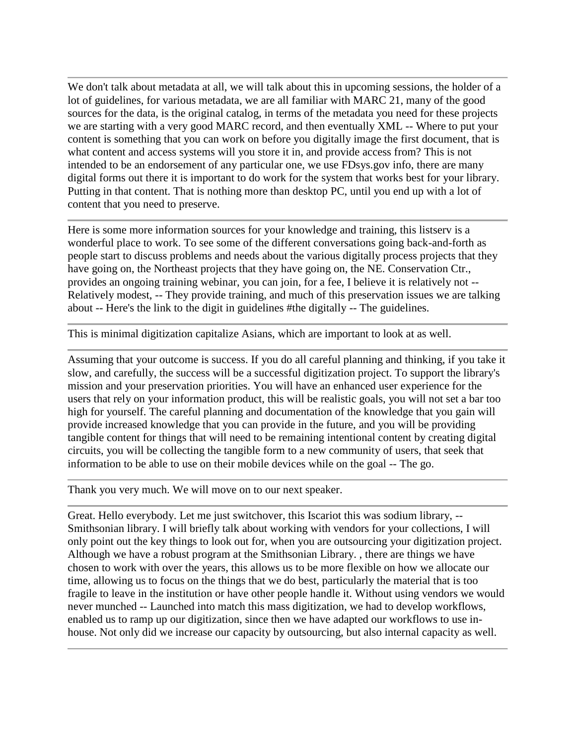---

We don't talk about metadata at all, we will talk about this in upcoming sessions, the holder of a lot of guidelines, for various metadata, we are all familiar with MARC 21, many of the good sources for the data, is the original catalog, in terms of the metadata you need for these projects we are starting with a very good MARC record, and then eventually XML -- Where to put your content is something that you can work on before you digitally image the first document, that is what content and access systems will you store it in, and provide access from? This is not intended to be an endorsement of any particular one, we use FDsys.gov info, there are many digital forms out there it is important to do work for the system that works best for your library. Putting in that content. That is nothing more than desktop PC, until you end up with a lot of content that you need to preserve.

---

Here is some more information sources for your knowledge and training, this listserv is a wonderful place to work. To see some of the different conversations going back-and-forth as people start to discuss problems and needs about the various digitally process projects that they have going on, the Northeast projects that they have going on, the NE. Conservation Ctr., provides an ongoing training webinar, you can join, for a fee, I believe it is relatively not -- Relatively modest, -- They provide training, and much of this preservation issues we are talking about -- Here's the link to the digit in guidelines #the digitally -- The guidelines.

---

This is minimal digitization capitalize Asians, which are important to look at as well.

---

Assuming that your outcome is success. If you do all careful planning and thinking, if you take it slow, and carefully, the success will be a successful digitization project. To support the library's mission and your preservation priorities. You will have an enhanced user experience for the users that rely on your information product, this will be realistic goals, you will not set a bar too high for yourself. The careful planning and documentation of the knowledge that you gain will provide increased knowledge that you can provide in the future, and you will be providing tangible content for things that will need to be remaining intentional content by creating digital circuits, you will be collecting the tangible form to a new community of users, that seek that information to be able to use on their mobile devices while on the goal -- The go.

---

Thank you very much. We will move on to our next speaker.

---

Great. Hello everybody. Let me just switchover, this Iscariot this was sodium library, -- Smithsonian library. I will briefly talk about working with vendors for your collections, I will only point out the key things to look out for, when you are outsourcing your digitization project. Although we have a robust program at the Smithsonian Library. , there are things we have chosen to work with over the years, this allows us to be more flexible on how we allocate our time, allowing us to focus on the things that we do best, particularly the material that is too fragile to leave in the institution or have other people handle it. Without using vendors we would never munched -- Launched into match this mass digitization, we had to develop workflows, enabled us to ramp up our digitization, since then we have adapted our workflows to use in-house. Not only did we increase our capacity by outsourcing, but also internal capacity as well.

---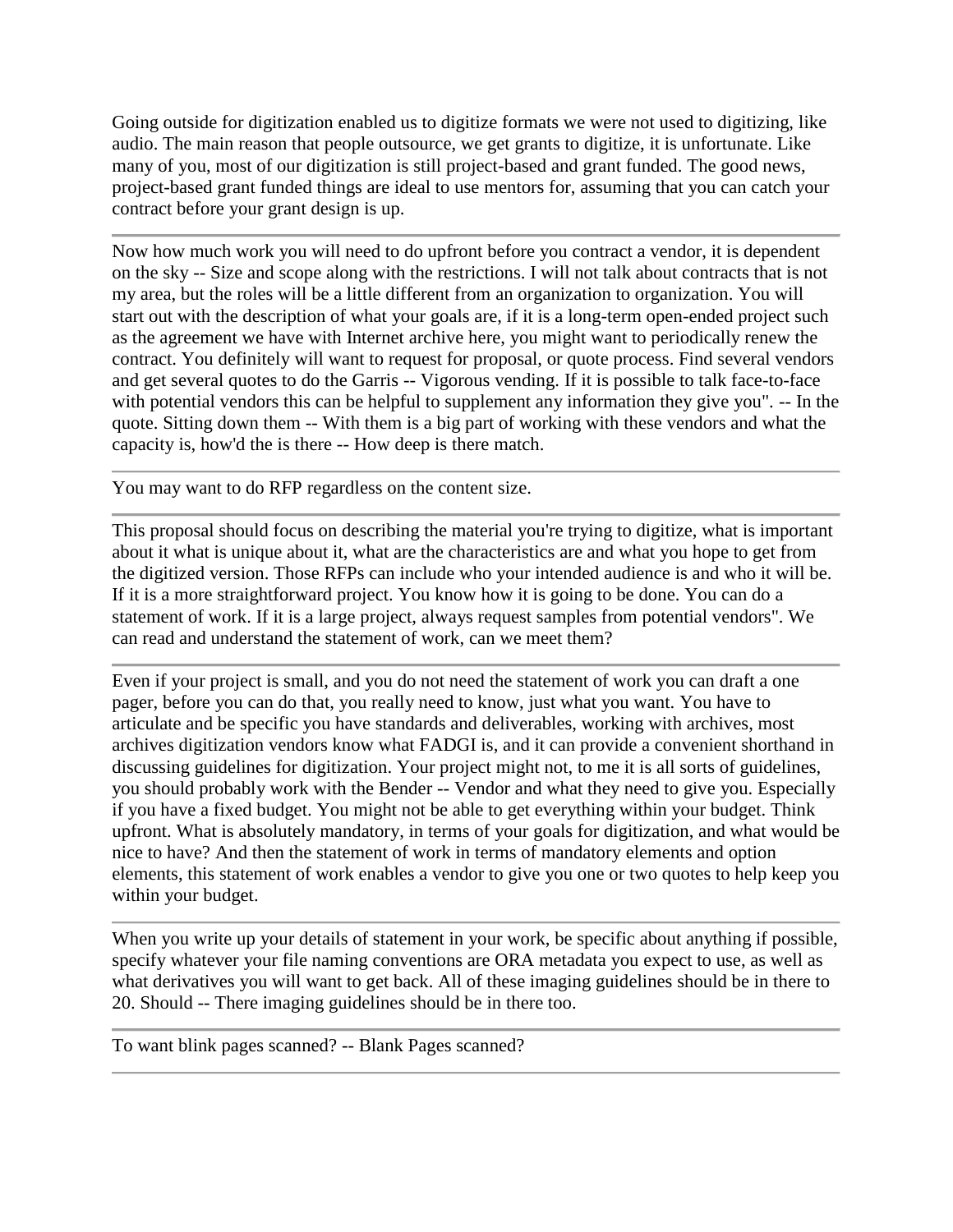Going outside for digitization enabled us to digitize formats we were not used to digitizing, like audio. The main reason that people outsource, we get grants to digitize, it is unfortunate. Like many of you, most of our digitization is still project-based and grant funded. The good news, project-based grant funded things are ideal to use mentors for, assuming that you can catch your contract before your grant design is up.

---

Now how much work you will need to do upfront before you contract a vendor, it is dependent on the sky -- Size and scope along with the restrictions. I will not talk about contracts that is not my area, but the roles will be a little different from an organization to organization. You will start out with the description of what your goals are, if it is a long-term open-ended project such as the agreement we have with Internet archive here, you might want to periodically renew the contract. You definitely will want to request for proposal, or quote process. Find several vendors and get several quotes to do the Garris -- Vigorous vending. If it is possible to talk face-to-face with potential vendors this can be helpful to supplement any information they give you". -- In the quote. Sitting down them -- With them is a big part of working with these vendors and what the capacity is, how'd the is there -- How deep is there match.

---

You may want to do RFP regardless on the content size.

---

This proposal should focus on describing the material you're trying to digitize, what is important about it what is unique about it, what are the characteristics are and what you hope to get from the digitized version. Those RFPs can include who your intended audience is and who it will be. If it is a more straightforward project. You know how it is going to be done. You can do a statement of work. If it is a large project, always request samples from potential vendors". We can read and understand the statement of work, can we meet them?

---

Even if your project is small, and you do not need the statement of work you can draft a one pager, before you can do that, you really need to know, just what you want. You have to articulate and be specific you have standards and deliverables, working with archives, most archives digitization vendors know what FADGI is, and it can provide a convenient shorthand in discussing guidelines for digitization. Your project might not, to me it is all sorts of guidelines, you should probably work with the Bender -- Vendor and what they need to give you. Especially if you have a fixed budget. You might not be able to get everything within your budget. Think upfront. What is absolutely mandatory, in terms of your goals for digitization, and what would be nice to have? And then the statement of work in terms of mandatory elements and option elements, this statement of work enables a vendor to give you one or two quotes to help keep you within your budget.

---

When you write up your details of statement in your work, be specific about anything if possible, specify whatever your file naming conventions are ORA metadata you expect to use, as well as what derivatives you will want to get back. All of these imaging guidelines should be in there to 20. Should -- There imaging guidelines should be in there too.

---

To want blink pages scanned? -- Blank Pages scanned?

---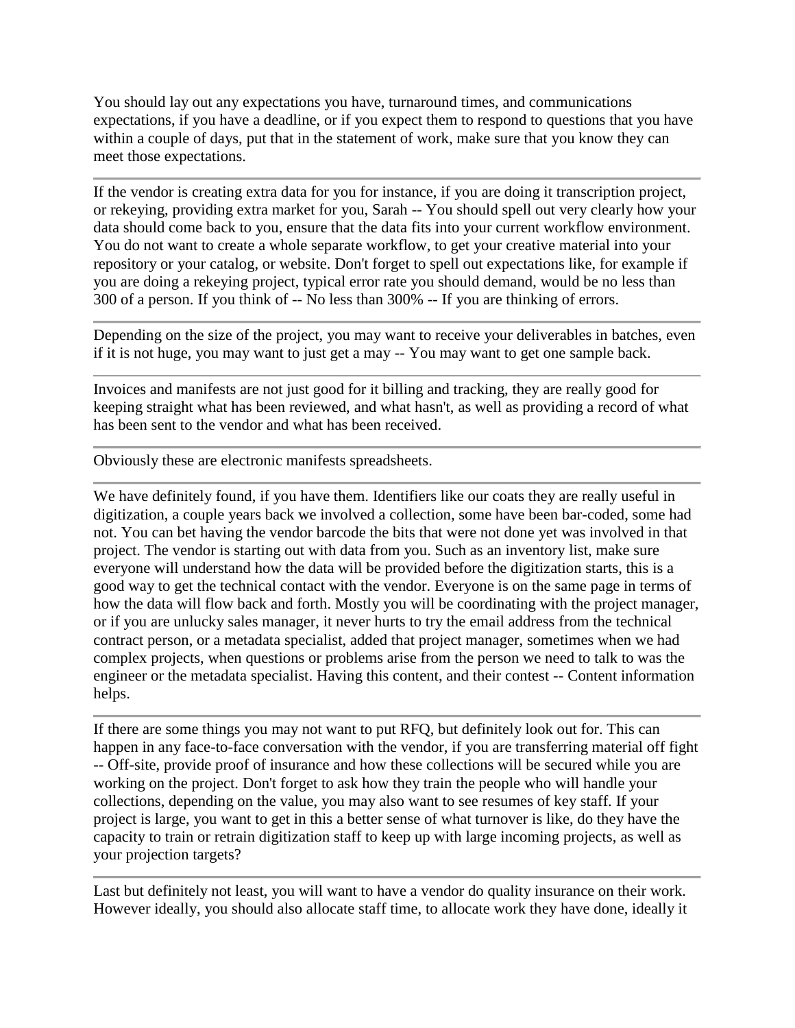You should lay out any expectations you have, turnaround times, and communications expectations, if you have a deadline, or if you expect them to respond to questions that you have within a couple of days, put that in the statement of work, make sure that you know they can meet those expectations.

---

If the vendor is creating extra data for you for instance, if you are doing it transcription project, or rekeying, providing extra market for you, Sarah -- You should spell out very clearly how your data should come back to you, ensure that the data fits into your current workflow environment. You do not want to create a whole separate workflow, to get your creative material into your repository or your catalog, or website. Don't forget to spell out expectations like, for example if you are doing a rekeying project, typical error rate you should demand, would be no less than 300 of a person. If you think of -- No less than 300% -- If you are thinking of errors.

---

Depending on the size of the project, you may want to receive your deliverables in batches, even if it is not huge, you may want to just get a may -- You may want to get one sample back.

---

Invoices and manifests are not just good for it billing and tracking, they are really good for keeping straight what has been reviewed, and what hasn't, as well as providing a record of what has been sent to the vendor and what has been received.

---

Obviously these are electronic manifests spreadsheets.

---

We have definitely found, if you have them. Identifiers like our coats they are really useful in digitization, a couple years back we involved a collection, some have been bar-coded, some had not. You can bet having the vendor barcode the bits that were not done yet was involved in that project. The vendor is starting out with data from you. Such as an inventory list, make sure everyone will understand how the data will be provided before the digitization starts, this is a good way to get the technical contact with the vendor. Everyone is on the same page in terms of how the data will flow back and forth. Mostly you will be coordinating with the project manager, or if you are unlucky sales manager, it never hurts to try the email address from the technical contract person, or a metadata specialist, added that project manager, sometimes when we had complex projects, when questions or problems arise from the person we need to talk to was the engineer or the metadata specialist. Having this content, and their contest -- Content information helps.

---

If there are some things you may not want to put RFQ, but definitely look out for. This can happen in any face-to-face conversation with the vendor, if you are transferring material off fight -- Off-site, provide proof of insurance and how these collections will be secured while you are working on the project. Don't forget to ask how they train the people who will handle your collections, depending on the value, you may also want to see resumes of key staff. If your project is large, you want to get in this a better sense of what turnover is like, do they have the capacity to train or retrain digitization staff to keep up with large incoming projects, as well as your projection targets?

---

Last but definitely not least, you will want to have a vendor do quality insurance on their work. However ideally, you should also allocate staff time, to allocate work they have done, ideally it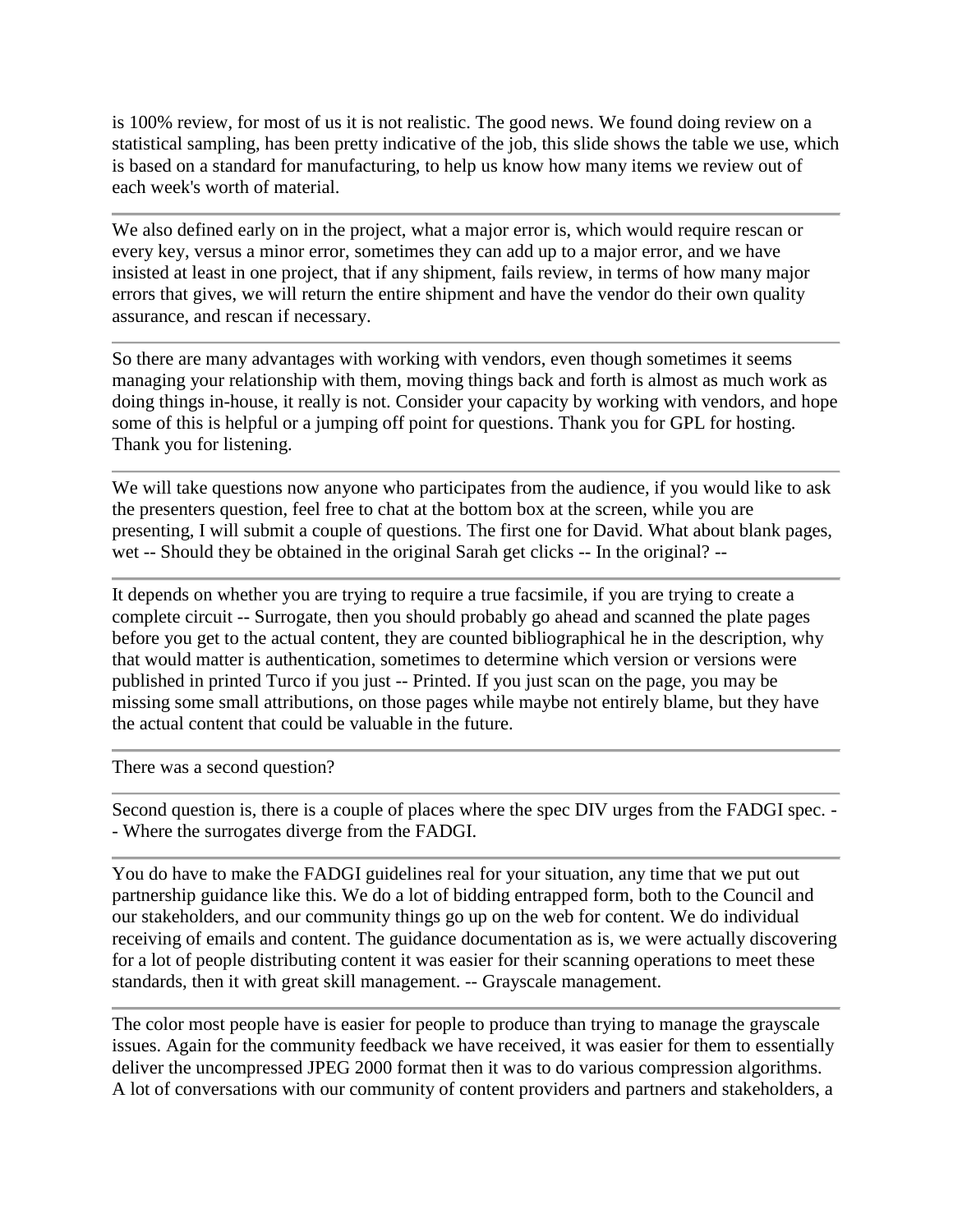is 100% review, for most of us it is not realistic. The good news. We found doing review on a statistical sampling, has been pretty indicative of the job, this slide shows the table we use, which is based on a standard for manufacturing, to help us know how many items we review out of each week's worth of material.

---

We also defined early on in the project, what a major error is, which would require rescan or every key, versus a minor error, sometimes they can add up to a major error, and we have insisted at least in one project, that if any shipment, fails review, in terms of how many major errors that gives, we will return the entire shipment and have the vendor do their own quality assurance, and rescan if necessary.

---

So there are many advantages with working with vendors, even though sometimes it seems managing your relationship with them, moving things back and forth is almost as much work as doing things in-house, it really is not. Consider your capacity by working with vendors, and hope some of this is helpful or a jumping off point for questions. Thank you for GPL for hosting. Thank you for listening.

---

We will take questions now anyone who participates from the audience, if you would like to ask the presenters question, feel free to chat at the bottom box at the screen, while you are presenting, I will submit a couple of questions. The first one for David. What about blank pages, wet -- Should they be obtained in the original Sarah get clicks -- In the original? --

---

It depends on whether you are trying to require a true facsimile, if you are trying to create a complete circuit -- Surrogate, then you should probably go ahead and scanned the plate pages before you get to the actual content, they are counted bibliographical he in the description, why that would matter is authentication, sometimes to determine which version or versions were published in printed Turco if you just -- Printed. If you just scan on the page, you may be missing some small attributions, on those pages while maybe not entirely blame, but they have the actual content that could be valuable in the future.

---

There was a second question?

---

Second question is, there is a couple of places where the spec DIV urges from the FADGI spec. -- Where the surrogates diverge from the FADGI.

---

You do have to make the FADGI guidelines real for your situation, any time that we put out partnership guidance like this. We do a lot of bidding entrapped form, both to the Council and our stakeholders, and our community things go up on the web for content. We do individual receiving of emails and content. The guidance documentation as is, we were actually discovering for a lot of people distributing content it was easier for their scanning operations to meet these standards, then it with great skill management. -- Grayscale management.

---

The color most people have is easier for people to produce than trying to manage the grayscale issues. Again for the community feedback we have received, it was easier for them to essentially deliver the uncompressed JPEG 2000 format then it was to do various compression algorithms. A lot of conversations with our community of content providers and partners and stakeholders, a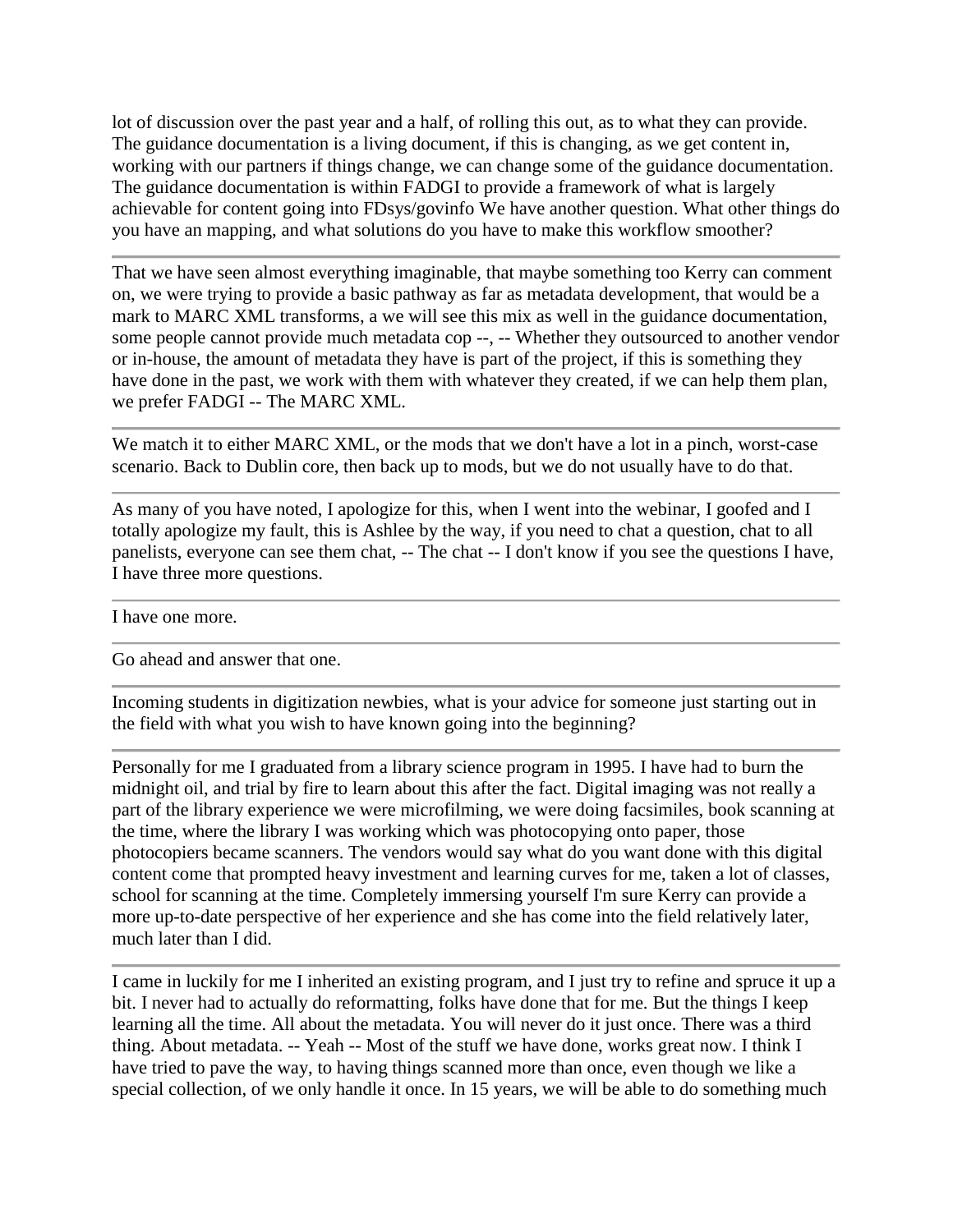lot of discussion over the past year and a half, of rolling this out, as to what they can provide. The guidance documentation is a living document, if this is changing, as we get content in, working with our partners if things change, we can change some of the guidance documentation. The guidance documentation is within FADGI to provide a framework of what is largely achievable for content going into FDsys/govinfo We have another question. What other things do you have an mapping, and what solutions do you have to make this workflow smoother?

---

That we have seen almost everything imaginable, that maybe something too Kerry can comment on, we were trying to provide a basic pathway as far as metadata development, that would be a mark to MARC XML transforms, a we will see this mix as well in the guidance documentation, some people cannot provide much metadata cop --, -- Whether they outsourced to another vendor or in-house, the amount of metadata they have is part of the project, if this is something they have done in the past, we work with them with whatever they created, if we can help them plan, we prefer FADGI -- The MARC XML.

---

We match it to either MARC XML, or the mods that we don't have a lot in a pinch, worst-case scenario. Back to Dublin core, then back up to mods, but we do not usually have to do that.

---

As many of you have noted, I apologize for this, when I went into the webinar, I goofed and I totally apologize my fault, this is Ashlee by the way, if you need to chat a question, chat to all panelists, everyone can see them chat, -- The chat -- I don't know if you see the questions I have, I have three more questions.

---

I have one more.

---

Go ahead and answer that one.

---

Incoming students in digitization newbies, what is your advice for someone just starting out in the field with what you wish to have known going into the beginning?

---

Personally for me I graduated from a library science program in 1995. I have had to burn the midnight oil, and trial by fire to learn about this after the fact. Digital imaging was not really a part of the library experience we were microfilming, we were doing facsimiles, book scanning at the time, where the library I was working which was photocopying onto paper, those photocopiers became scanners. The vendors would say what do you want done with this digital content come that prompted heavy investment and learning curves for me, taken a lot of classes, school for scanning at the time. Completely immersing yourself I'm sure Kerry can provide a more up-to-date perspective of her experience and she has come into the field relatively later, much later than I did.

---

I came in luckily for me I inherited an existing program, and I just try to refine and spruce it up a bit. I never had to actually do reformatting, folks have done that for me. But the things I keep learning all the time. All about the metadata. You will never do it just once. There was a third thing. About metadata. -- Yeah -- Most of the stuff we have done, works great now. I think I have tried to pave the way, to having things scanned more than once, even though we like a special collection, of we only handle it once. In 15 years, we will be able to do something much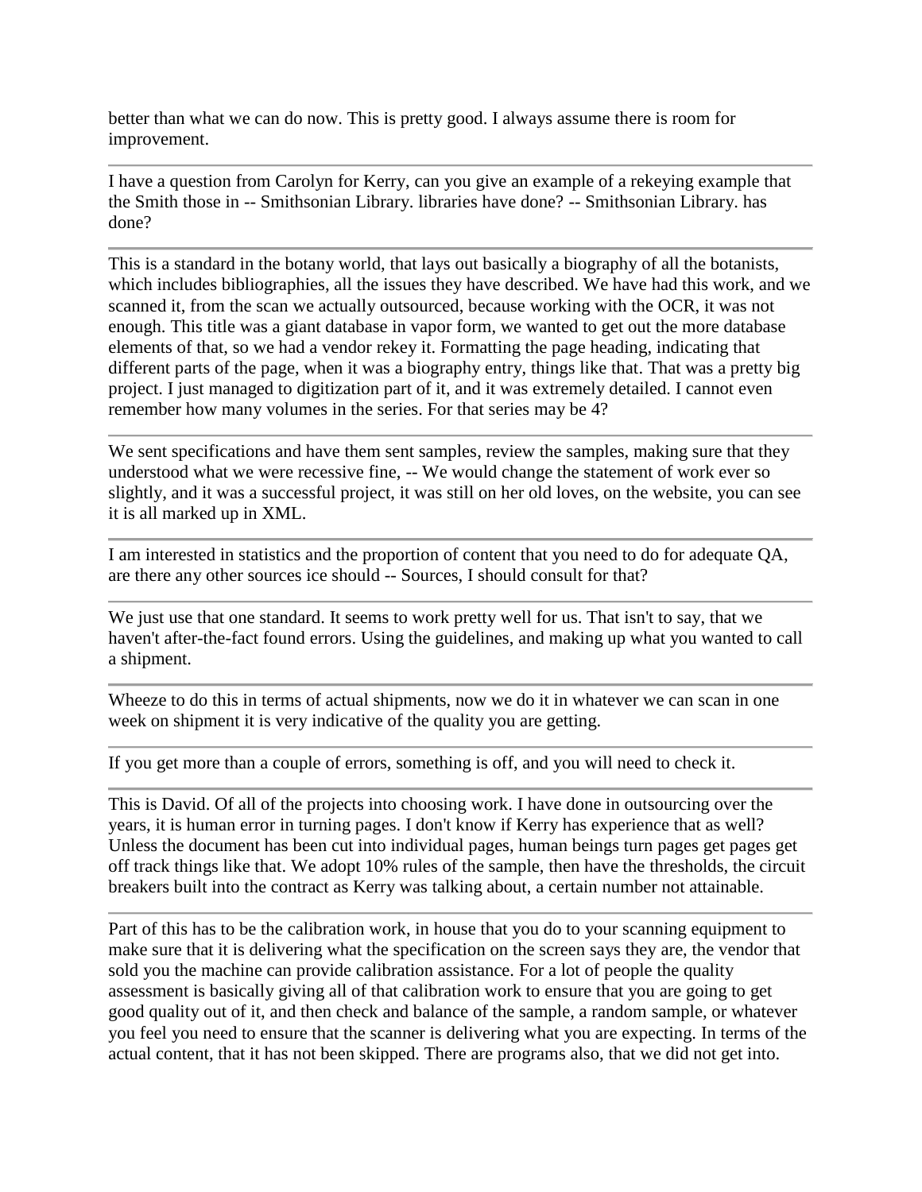better than what we can do now. This is pretty good. I always assume there is room for improvement.

---

I have a question from Carolyn for Kerry, can you give an example of a rekeying example that the Smith those in -- Smithsonian Library. libraries have done? -- Smithsonian Library. has done?

---

This is a standard in the botany world, that lays out basically a biography of all the botanists, which includes bibliographies, all the issues they have described. We have had this work, and we scanned it, from the scan we actually outsourced, because working with the OCR, it was not enough. This title was a giant database in vapor form, we wanted to get out the more database elements of that, so we had a vendor rekey it. Formatting the page heading, indicating that different parts of the page, when it was a biography entry, things like that. That was a pretty big project. I just managed to digitization part of it, and it was extremely detailed. I cannot even remember how many volumes in the series. For that series may be 4?

---

We sent specifications and have them sent samples, review the samples, making sure that they understood what we were recessive fine, -- We would change the statement of work ever so slightly, and it was a successful project, it was still on her old loves, on the website, you can see it is all marked up in XML.

---

I am interested in statistics and the proportion of content that you need to do for adequate QA, are there any other sources ice should -- Sources, I should consult for that?

---

We just use that one standard. It seems to work pretty well for us. That isn't to say, that we haven't after-the-fact found errors. Using the guidelines, and making up what you wanted to call a shipment.

---

Wheeze to do this in terms of actual shipments, now we do it in whatever we can scan in one week on shipment it is very indicative of the quality you are getting.

---

If you get more than a couple of errors, something is off, and you will need to check it.

---

This is David. Of all of the projects into choosing work. I have done in outsourcing over the years, it is human error in turning pages. I don't know if Kerry has experience that as well? Unless the document has been cut into individual pages, human beings turn pages get pages get off track things like that. We adopt 10% rules of the sample, then have the thresholds, the circuit breakers built into the contract as Kerry was talking about, a certain number not attainable.

---

Part of this has to be the calibration work, in house that you do to your scanning equipment to make sure that it is delivering what the specification on the screen says they are, the vendor that sold you the machine can provide calibration assistance. For a lot of people the quality assessment is basically giving all of that calibration work to ensure that you are going to get good quality out of it, and then check and balance of the sample, a random sample, or whatever you feel you need to ensure that the scanner is delivering what you are expecting. In terms of the actual content, that it has not been skipped. There are programs also, that we did not get into.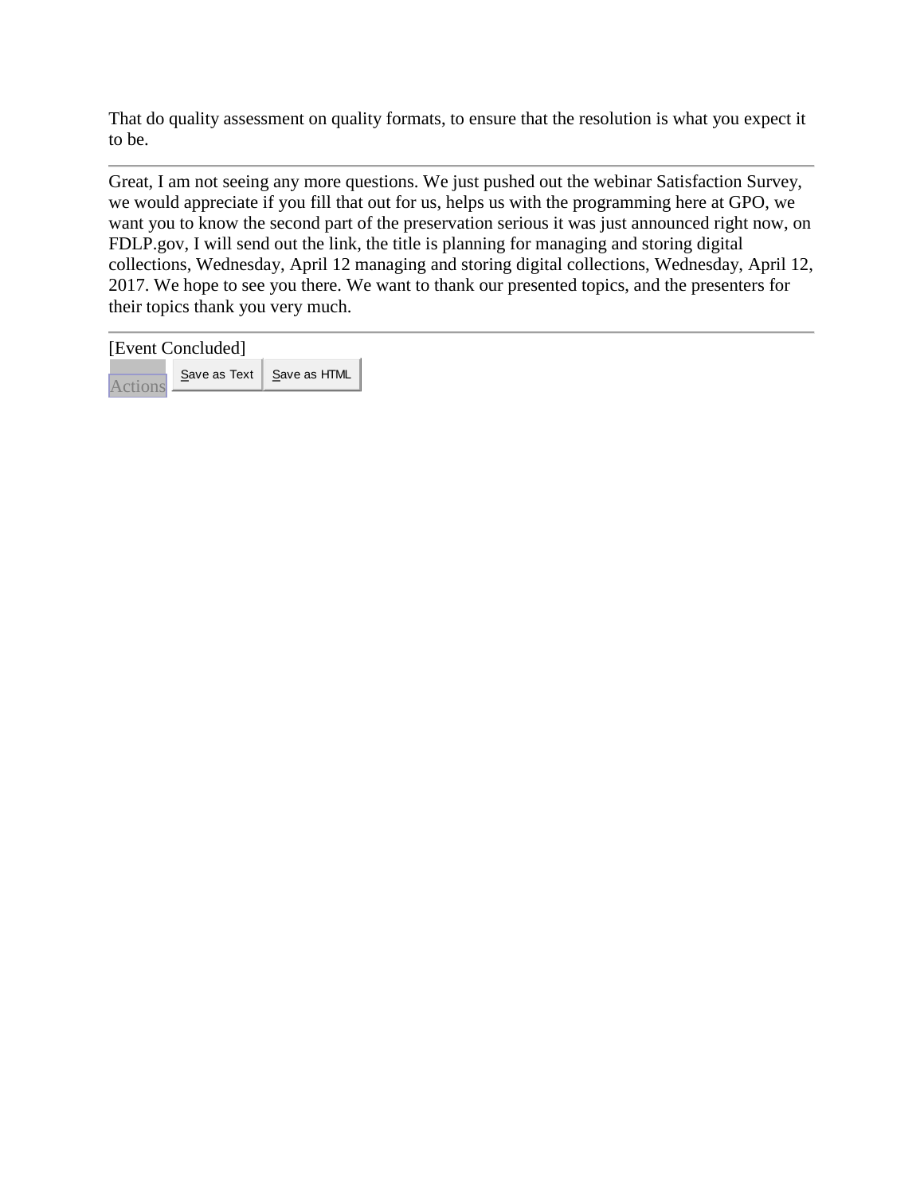That do quality assessment on quality formats, to ensure that the resolution is what you expect it to be.

---

Great, I am not seeing any more questions. We just pushed out the webinar Satisfaction Survey, we would appreciate if you fill that out for us, helps us with the programming here at GPO, we want you to know the second part of the preservation serious it was just announced right now, on FDLP.gov, I will send out the link, the title is planning for managing and storing digital collections, Wednesday, April 12 managing and storing digital collections, Wednesday, April 12, 2017. We hope to see you there. We want to thank our presented topics, and the presenters for their topics thank you very much.

---

[Event Concluded]

Actions | Save as Text | Save as HTML